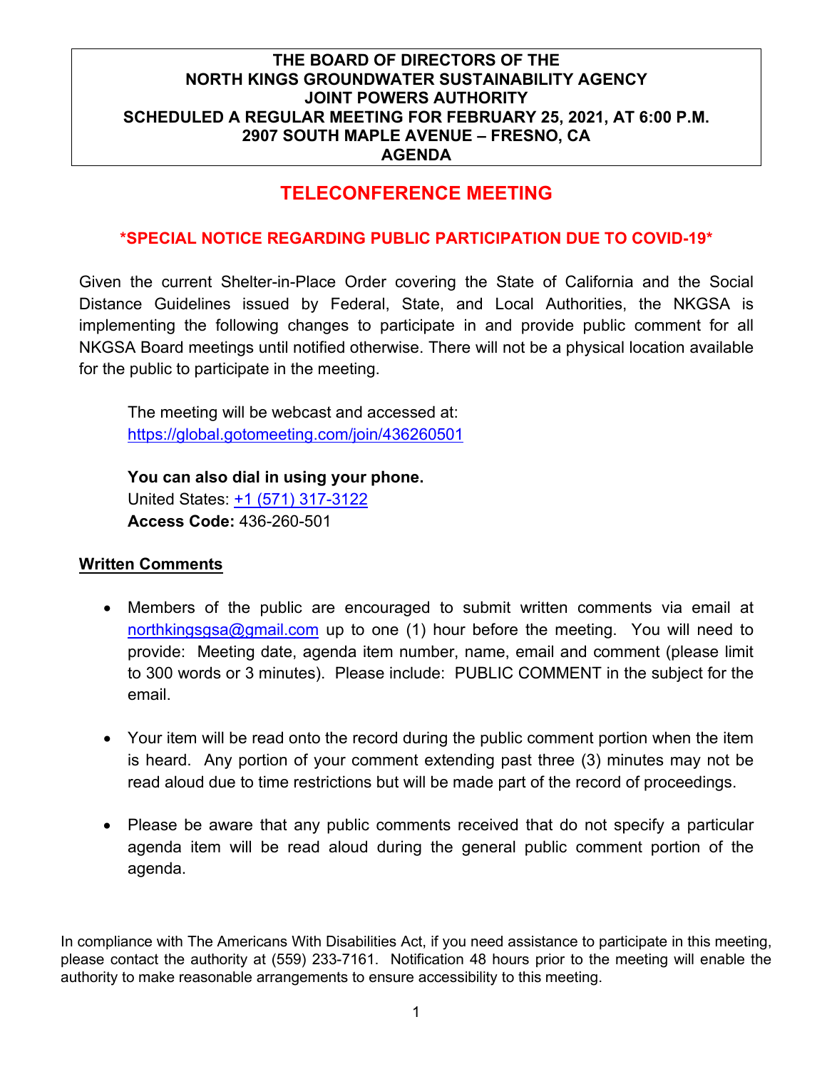**THE BOARD OF DIRECTORS OF THE**
**NORTH KINGS GROUNDWATER SUSTAINABILITY AGENCY**
**JOINT POWERS AUTHORITY**
**SCHEDULED A REGULAR MEETING FOR FEBRUARY 25, 2021, AT 6:00 P.M.**
**2907 SOUTH MAPLE AVENUE – FRESNO, CA**
**AGENDA**

# TELECONFERENCE MEETING

## *SPECIAL NOTICE REGARDING PUBLIC PARTICIPATION DUE TO COVID-19*

Given the current Shelter-in-Place Order covering the State of California and the Social Distance Guidelines issued by Federal, State, and Local Authorities, the NKGSA is implementing the following changes to participate in and provide public comment for all NKGSA Board meetings until notified otherwise. There will not be a physical location available for the public to participate in the meeting.

The meeting will be webcast and accessed at:
https://global.gotomeeting.com/join/436260501

**You can also dial in using your phone.**
United States: +1 (571) 317-3122
**Access Code:** 436-260-501

**Written Comments**

- Members of the public are encouraged to submit written comments via email at northkingsgsa@gmail.com up to one (1) hour before the meeting. You will need to provide: Meeting date, agenda item number, name, email and comment (please limit to 300 words or 3 minutes). Please include: PUBLIC COMMENT in the subject for the email.

- Your item will be read onto the record during the public comment portion when the item is heard. Any portion of your comment extending past three (3) minutes may not be read aloud due to time restrictions but will be made part of the record of proceedings.

- Please be aware that any public comments received that do not specify a particular agenda item will be read aloud during the general public comment portion of the agenda.

In compliance with The Americans With Disabilities Act, if you need assistance to participate in this meeting, please contact the authority at (559) 233-7161. Notification 48 hours prior to the meeting will enable the authority to make reasonable arrangements to ensure accessibility to this meeting.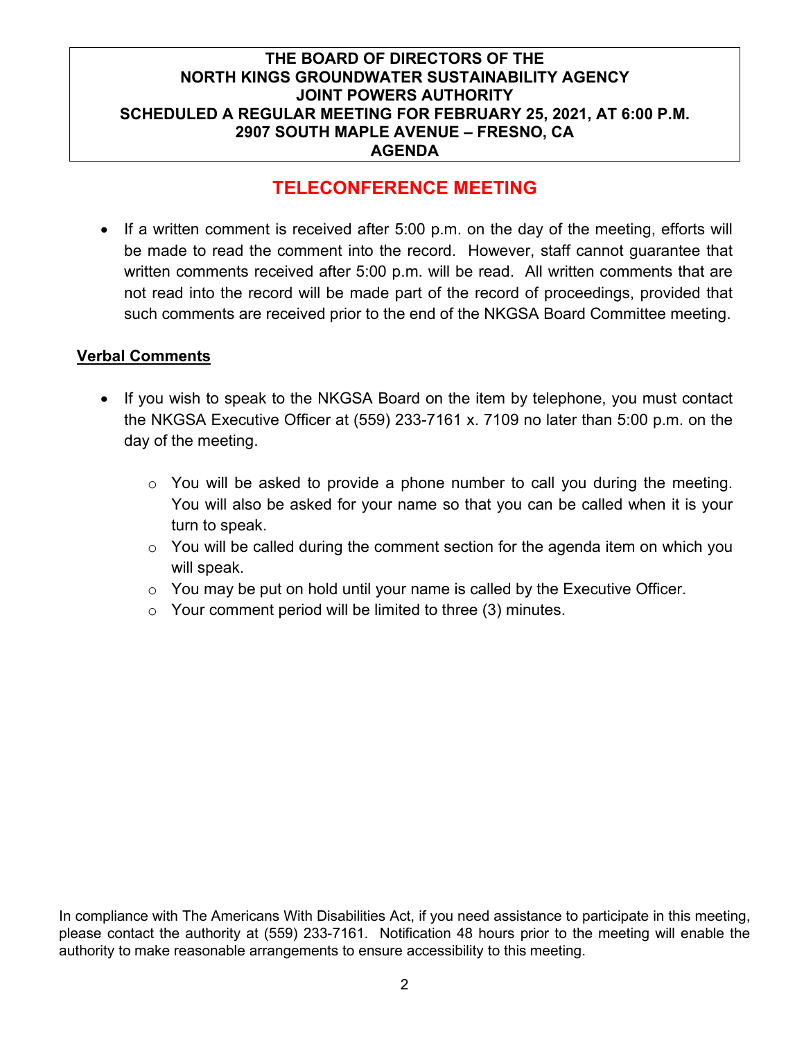**THE BOARD OF DIRECTORS OF THE**
**NORTH KINGS GROUNDWATER SUSTAINABILITY AGENCY**
**JOINT POWERS AUTHORITY**
**SCHEDULED A REGULAR MEETING FOR FEBRUARY 25, 2021, AT 6:00 P.M.**
**2907 SOUTH MAPLE AVENUE – FRESNO, CA**
**AGENDA**

## TELECONFERENCE MEETING

- If a written comment is received after 5:00 p.m. on the day of the meeting, efforts will be made to read the comment into the record. However, staff cannot guarantee that written comments received after 5:00 p.m. will be read. All written comments that are not read into the record will be made part of the record of proceedings, provided that such comments are received prior to the end of the NKGSA Board Committee meeting.

**Verbal Comments**

- If you wish to speak to the NKGSA Board on the item by telephone, you must contact the NKGSA Executive Officer at (559) 233-7161 x. 7109 no later than 5:00 p.m. on the day of the meeting.
  - You will be asked to provide a phone number to call you during the meeting. You will also be asked for your name so that you can be called when it is your turn to speak.
  - You will be called during the comment section for the agenda item on which you will speak.
  - You may be put on hold until your name is called by the Executive Officer.
  - Your comment period will be limited to three (3) minutes.

In compliance with The Americans With Disabilities Act, if you need assistance to participate in this meeting, please contact the authority at (559) 233-7161. Notification 48 hours prior to the meeting will enable the authority to make reasonable arrangements to ensure accessibility to this meeting.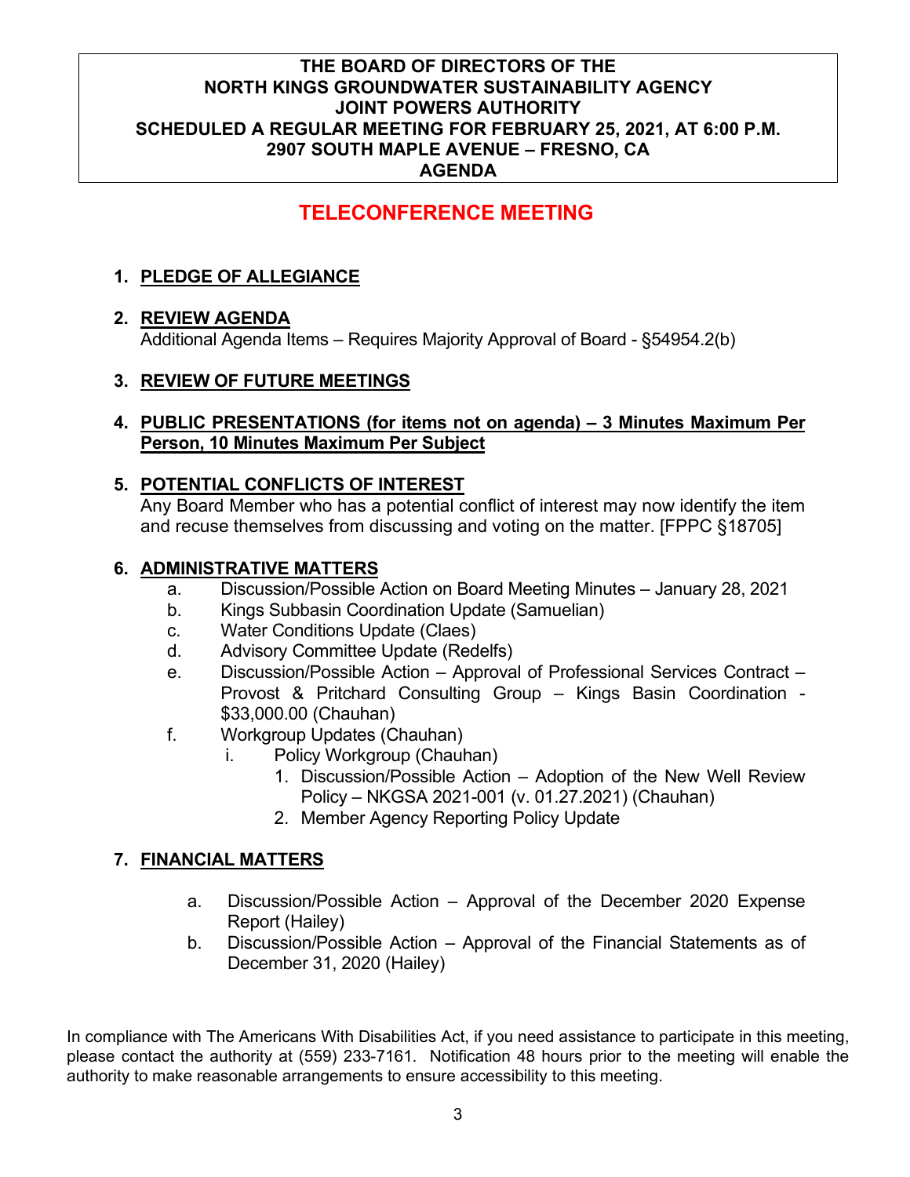**THE BOARD OF DIRECTORS OF THE**
**NORTH KINGS GROUNDWATER SUSTAINABILITY AGENCY**
**JOINT POWERS AUTHORITY**
**SCHEDULED A REGULAR MEETING FOR FEBRUARY 25, 2021, AT 6:00 P.M.**
**2907 SOUTH MAPLE AVENUE – FRESNO, CA**
**AGENDA**

# TELECONFERENCE MEETING

1. **PLEDGE OF ALLEGIANCE**

2. **REVIEW AGENDA**
   Additional Agenda Items – Requires Majority Approval of Board - §54954.2(b)

3. **REVIEW OF FUTURE MEETINGS**

4. **PUBLIC PRESENTATIONS (for items not on agenda) – 3 Minutes Maximum Per Person, 10 Minutes Maximum Per Subject**

5. **POTENTIAL CONFLICTS OF INTEREST**
   Any Board Member who has a potential conflict of interest may now identify the item and recuse themselves from discussing and voting on the matter. [FPPC §18705]

6. **ADMINISTRATIVE MATTERS**
   a. Discussion/Possible Action on Board Meeting Minutes – January 28, 2021
   b. Kings Subbasin Coordination Update (Samuelian)
   c. Water Conditions Update (Claes)
   d. Advisory Committee Update (Redelfs)
   e. Discussion/Possible Action – Approval of Professional Services Contract – Provost & Pritchard Consulting Group – Kings Basin Coordination - $33,000.00 (Chauhan)
   f. Workgroup Updates (Chauhan)
      i. Policy Workgroup (Chauhan)
         1. Discussion/Possible Action – Adoption of the New Well Review Policy – NKGSA 2021-001 (v. 01.27.2021) (Chauhan)
         2. Member Agency Reporting Policy Update

7. **FINANCIAL MATTERS**
   a. Discussion/Possible Action – Approval of the December 2020 Expense Report (Hailey)
   b. Discussion/Possible Action – Approval of the Financial Statements as of December 31, 2020 (Hailey)

In compliance with The Americans With Disabilities Act, if you need assistance to participate in this meeting, please contact the authority at (559) 233-7161. Notification 48 hours prior to the meeting will enable the authority to make reasonable arrangements to ensure accessibility to this meeting.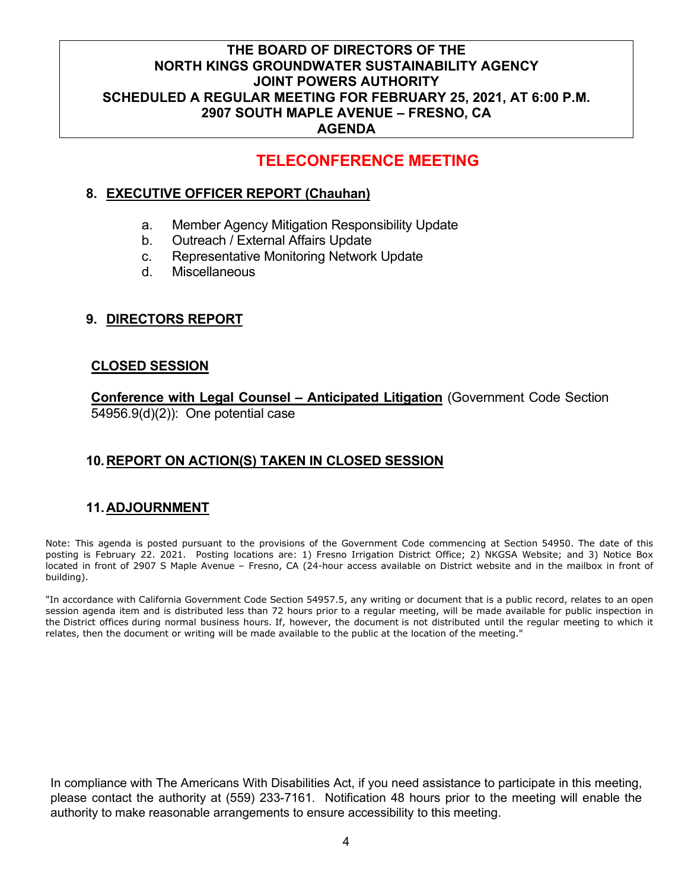**THE BOARD OF DIRECTORS OF THE**
**NORTH KINGS GROUNDWATER SUSTAINABILITY AGENCY**
**JOINT POWERS AUTHORITY**
**SCHEDULED A REGULAR MEETING FOR FEBRUARY 25, 2021, AT 6:00 P.M.**
**2907 SOUTH MAPLE AVENUE – FRESNO, CA**
**AGENDA**

## TELECONFERENCE MEETING

**8. EXECUTIVE OFFICER REPORT (Chauhan)**

- a. Member Agency Mitigation Responsibility Update
- b. Outreach / External Affairs Update
- c. Representative Monitoring Network Update
- d. Miscellaneous

**9. DIRECTORS REPORT**

**CLOSED SESSION**

**Conference with Legal Counsel – Anticipated Litigation** (Government Code Section 54956.9(d)(2)): One potential case

**10. REPORT ON ACTION(S) TAKEN IN CLOSED SESSION**

**11. ADJOURNMENT**

Note: This agenda is posted pursuant to the provisions of the Government Code commencing at Section 54950. The date of this posting is February 22. 2021. Posting locations are: 1) Fresno Irrigation District Office; 2) NKGSA Website; and 3) Notice Box located in front of 2907 S Maple Avenue – Fresno, CA (24-hour access available on District website and in the mailbox in front of building).

"In accordance with California Government Code Section 54957.5, any writing or document that is a public record, relates to an open session agenda item and is distributed less than 72 hours prior to a regular meeting, will be made available for public inspection in the District offices during normal business hours. If, however, the document is not distributed until the regular meeting to which it relates, then the document or writing will be made available to the public at the location of the meeting."

In compliance with The Americans With Disabilities Act, if you need assistance to participate in this meeting, please contact the authority at (559) 233-7161. Notification 48 hours prior to the meeting will enable the authority to make reasonable arrangements to ensure accessibility to this meeting.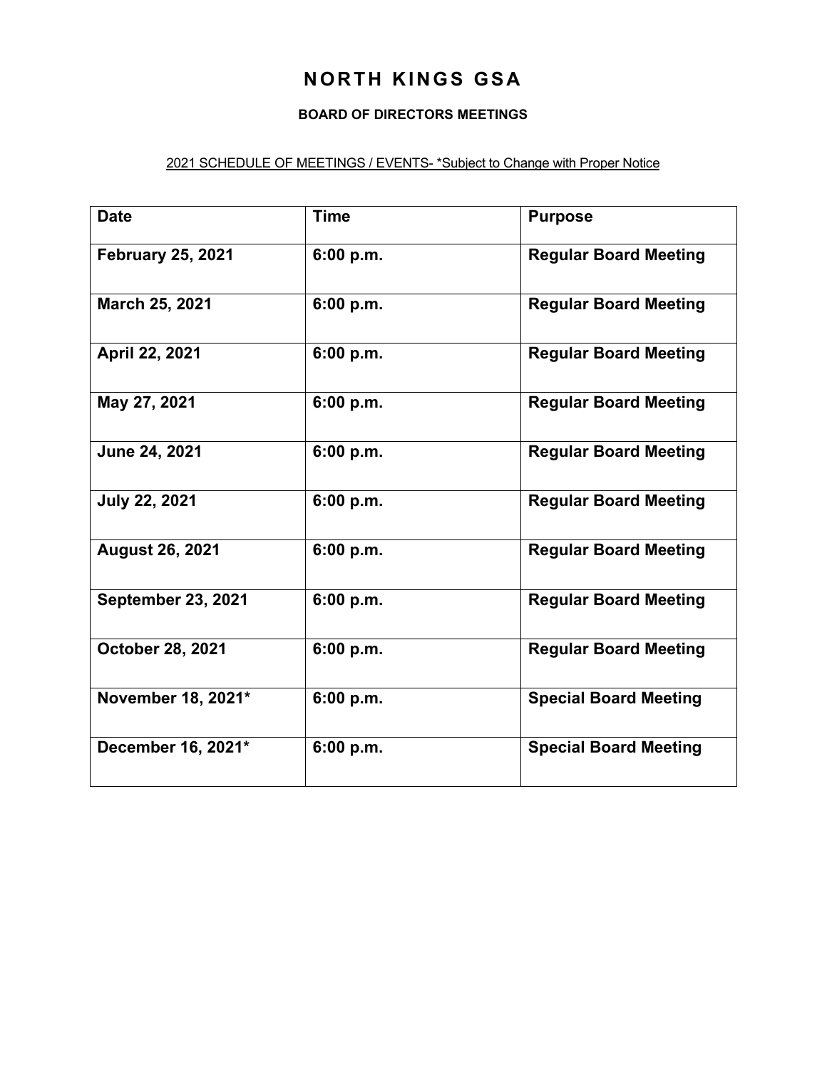# NORTH KINGS GSA

## BOARD OF DIRECTORS MEETINGS

2021 SCHEDULE OF MEETINGS / EVENTS- *Subject to Change with Proper Notice

| Date | Time | Purpose |
|---|---|---|
| **February 25, 2021** | **6:00 p.m.** | **Regular Board Meeting** |
| **March 25, 2021** | **6:00 p.m.** | **Regular Board Meeting** |
| **April 22, 2021** | **6:00 p.m.** | **Regular Board Meeting** |
| **May 27, 2021** | **6:00 p.m.** | **Regular Board Meeting** |
| **June 24, 2021** | **6:00 p.m.** | **Regular Board Meeting** |
| **July 22, 2021** | **6:00 p.m.** | **Regular Board Meeting** |
| **August 26, 2021** | **6:00 p.m.** | **Regular Board Meeting** |
| **September 23, 2021** | **6:00 p.m.** | **Regular Board Meeting** |
| **October 28, 2021** | **6:00 p.m.** | **Regular Board Meeting** |
| **November 18, 2021*** | **6:00 p.m.** | **Special Board Meeting** |
| **December 16, 2021*** | **6:00 p.m.** | **Special Board Meeting** |